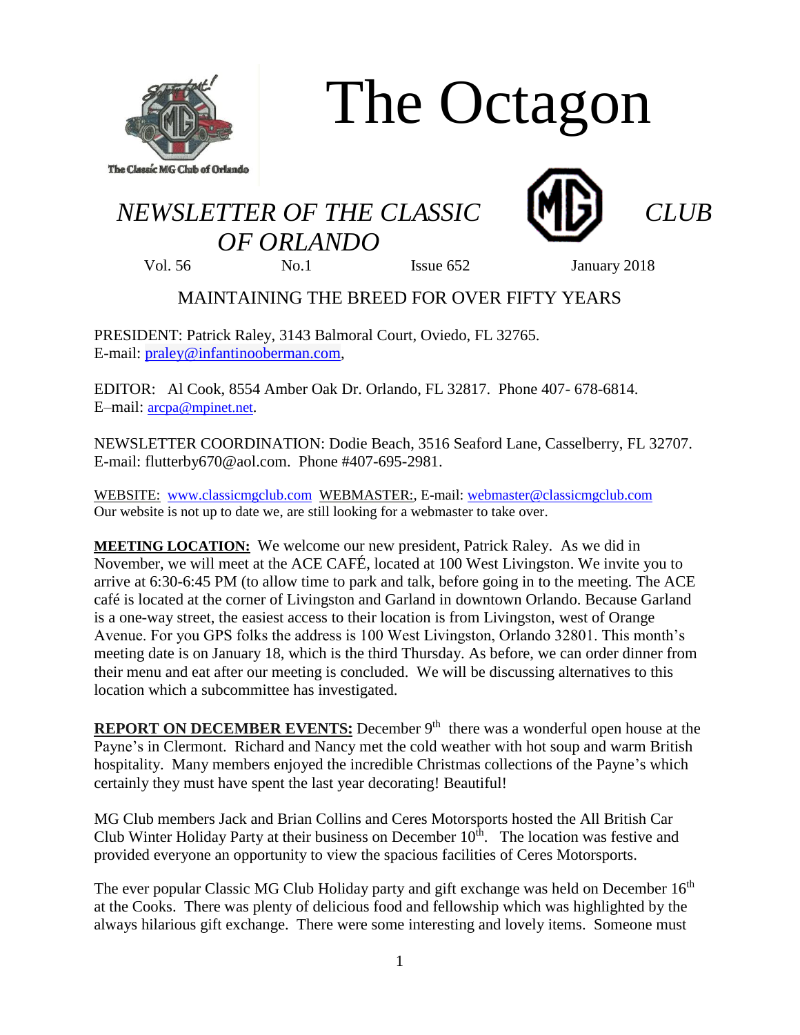The Classic MG Club of Orlando

# The Octagon

## *NEWSLETTER OF THE CLASSIC CLUB OF ORLANDO*

Vol. 56 No.1 Issue 652 January 2018

MAINTAINING THE BREED FOR OVER FIFTY YEARS

PRESIDENT: Patrick Raley, 3143 Balmoral Court, Oviedo, FL 32765.
E-mail: praley@infantinooberman.com,

EDITOR: Al Cook, 8554 Amber Oak Dr. Orlando, FL 32817. Phone 407- 678-6814.
E–mail: arcpa@mpinet.net.

NEWSLETTER COORDINATION: Dodie Beach, 3516 Seaford Lane, Casselberry, FL 32707.
E-mail: flutterby670@aol.com. Phone #407-695-2981.

WEBSITE: www.classicmgclub.com WEBMASTER:, E-mail: webmaster@classicmgclub.com
Our website is not up to date we, are still looking for a webmaster to take over.

**MEETING LOCATION:** We welcome our new president, Patrick Raley. As we did in November, we will meet at the ACE CAFÉ, located at 100 West Livingston. We invite you to arrive at 6:30-6:45 PM (to allow time to park and talk, before going in to the meeting. The ACE café is located at the corner of Livingston and Garland in downtown Orlando. Because Garland is a one-way street, the easiest access to their location is from Livingston, west of Orange Avenue. For you GPS folks the address is 100 West Livingston, Orlando 32801. This month's meeting date is on January 18, which is the third Thursday. As before, we can order dinner from their menu and eat after our meeting is concluded. We will be discussing alternatives to this location which a subcommittee has investigated.

**REPORT ON DECEMBER EVENTS:** December 9th there was a wonderful open house at the Payne's in Clermont. Richard and Nancy met the cold weather with hot soup and warm British hospitality. Many members enjoyed the incredible Christmas collections of the Payne's which certainly they must have spent the last year decorating! Beautiful!

MG Club members Jack and Brian Collins and Ceres Motorsports hosted the All British Car Club Winter Holiday Party at their business on December 10th. The location was festive and provided everyone an opportunity to view the spacious facilities of Ceres Motorsports.

The ever popular Classic MG Club Holiday party and gift exchange was held on December 16th at the Cooks. There was plenty of delicious food and fellowship which was highlighted by the always hilarious gift exchange. There were some interesting and lovely items. Someone must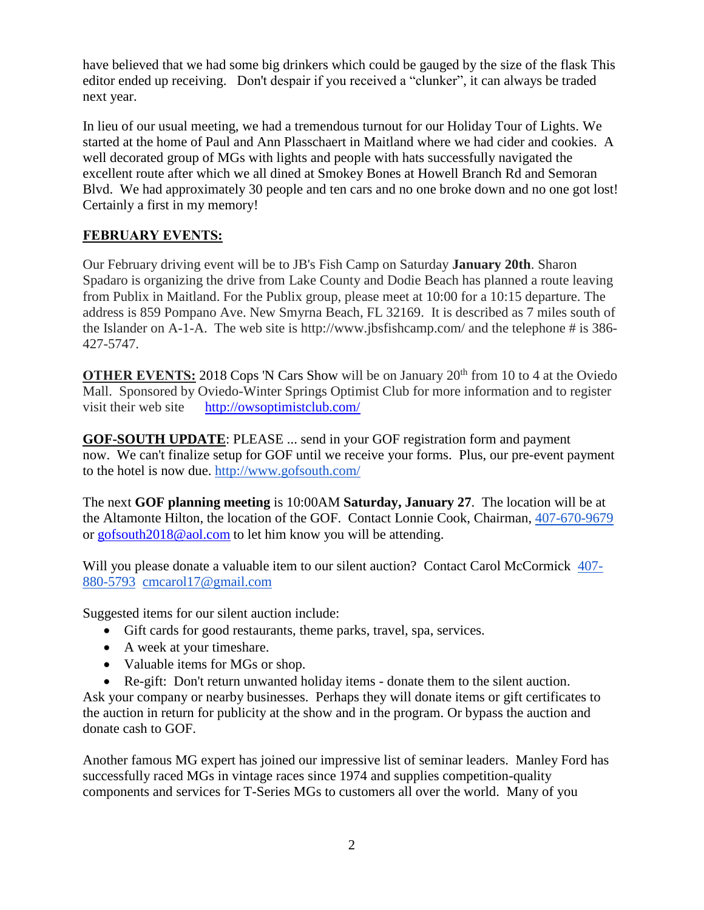have believed that we had some big drinkers which could be gauged by the size of the flask This editor ended up receiving. Don't despair if you received a "clunker", it can always be traded next year.

In lieu of our usual meeting, we had a tremendous turnout for our Holiday Tour of Lights. We started at the home of Paul and Ann Plasschaert in Maitland where we had cider and cookies. A well decorated group of MGs with lights and people with hats successfully navigated the excellent route after which we all dined at Smokey Bones at Howell Branch Rd and Semoran Blvd. We had approximately 30 people and ten cars and no one broke down and no one got lost! Certainly a first in my memory!

**FEBRUARY EVENTS:**

Our February driving event will be to JB's Fish Camp on Saturday **January 20th**. Sharon Spadaro is organizing the drive from Lake County and Dodie Beach has planned a route leaving from Publix in Maitland. For the Publix group, please meet at 10:00 for a 10:15 departure. The address is 859 Pompano Ave. New Smyrna Beach, FL 32169. It is described as 7 miles south of the Islander on A-1-A. The web site is http://www.jbsfishcamp.com/ and the telephone # is 386-427-5747.

**OTHER EVENTS:** 2018 Cops 'N Cars Show will be on January 20th from 10 to 4 at the Oviedo Mall. Sponsored by Oviedo-Winter Springs Optimist Club for more information and to register visit their web site http://owsoptimistclub.com/

**GOF-SOUTH UPDATE**: PLEASE ... send in your GOF registration form and payment now. We can't finalize setup for GOF until we receive your forms. Plus, our pre-event payment to the hotel is now due. http://www.gofsouth.com/

The next **GOF planning meeting** is 10:00AM **Saturday, January 27**. The location will be at the Altamonte Hilton, the location of the GOF. Contact Lonnie Cook, Chairman, 407-670-9679 or gofsouth2018@aol.com to let him know you will be attending.

Will you please donate a valuable item to our silent auction? Contact Carol McCormick 407-880-5793 cmcarol17@gmail.com

Suggested items for our silent auction include:

- Gift cards for good restaurants, theme parks, travel, spa, services.
- A week at your timeshare.
- Valuable items for MGs or shop.
- Re-gift: Don't return unwanted holiday items - donate them to the silent auction.

Ask your company or nearby businesses. Perhaps they will donate items or gift certificates to the auction in return for publicity at the show and in the program. Or bypass the auction and donate cash to GOF.

Another famous MG expert has joined our impressive list of seminar leaders. Manley Ford has successfully raced MGs in vintage races since 1974 and supplies competition-quality components and services for T-Series MGs to customers all over the world. Many of you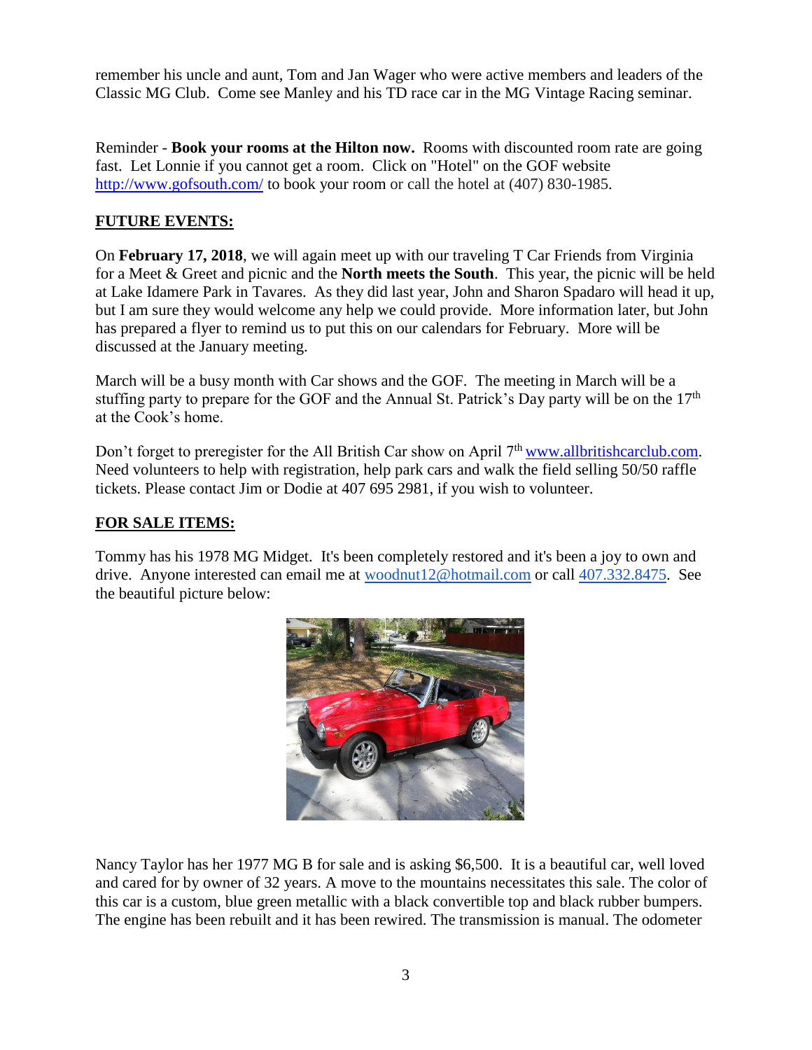remember his uncle and aunt, Tom and Jan Wager who were active members and leaders of the Classic MG Club. Come see Manley and his TD race car in the MG Vintage Racing seminar.

Reminder - **Book your rooms at the Hilton now.** Rooms with discounted room rate are going fast. Let Lonnie if you cannot get a room. Click on "Hotel" on the GOF website http://www.gofsouth.com/ to book your room or call the hotel at (407) 830-1985.

## FUTURE EVENTS:

On **February 17, 2018**, we will again meet up with our traveling T Car Friends from Virginia for a Meet & Greet and picnic and the **North meets the South**. This year, the picnic will be held at Lake Idamere Park in Tavares. As they did last year, John and Sharon Spadaro will head it up, but I am sure they would welcome any help we could provide. More information later, but John has prepared a flyer to remind us to put this on our calendars for February. More will be discussed at the January meeting.

March will be a busy month with Car shows and the GOF. The meeting in March will be a stuffing party to prepare for the GOF and the Annual St. Patrick's Day party will be on the 17th at the Cook's home.

Don't forget to preregister for the All British Car show on April 7th www.allbritishcarclub.com. Need volunteers to help with registration, help park cars and walk the field selling 50/50 raffle tickets. Please contact Jim or Dodie at 407 695 2981, if you wish to volunteer.

## FOR SALE ITEMS:

Tommy has his 1978 MG Midget. It's been completely restored and it's been a joy to own and drive. Anyone interested can email me at woodnut12@hotmail.com or call 407.332.8475. See the beautiful picture below:

Nancy Taylor has her 1977 MG B for sale and is asking $6,500. It is a beautiful car, well loved and cared for by owner of 32 years. A move to the mountains necessitates this sale. The color of this car is a custom, blue green metallic with a black convertible top and black rubber bumpers. The engine has been rebuilt and it has been rewired. The transmission is manual. The odometer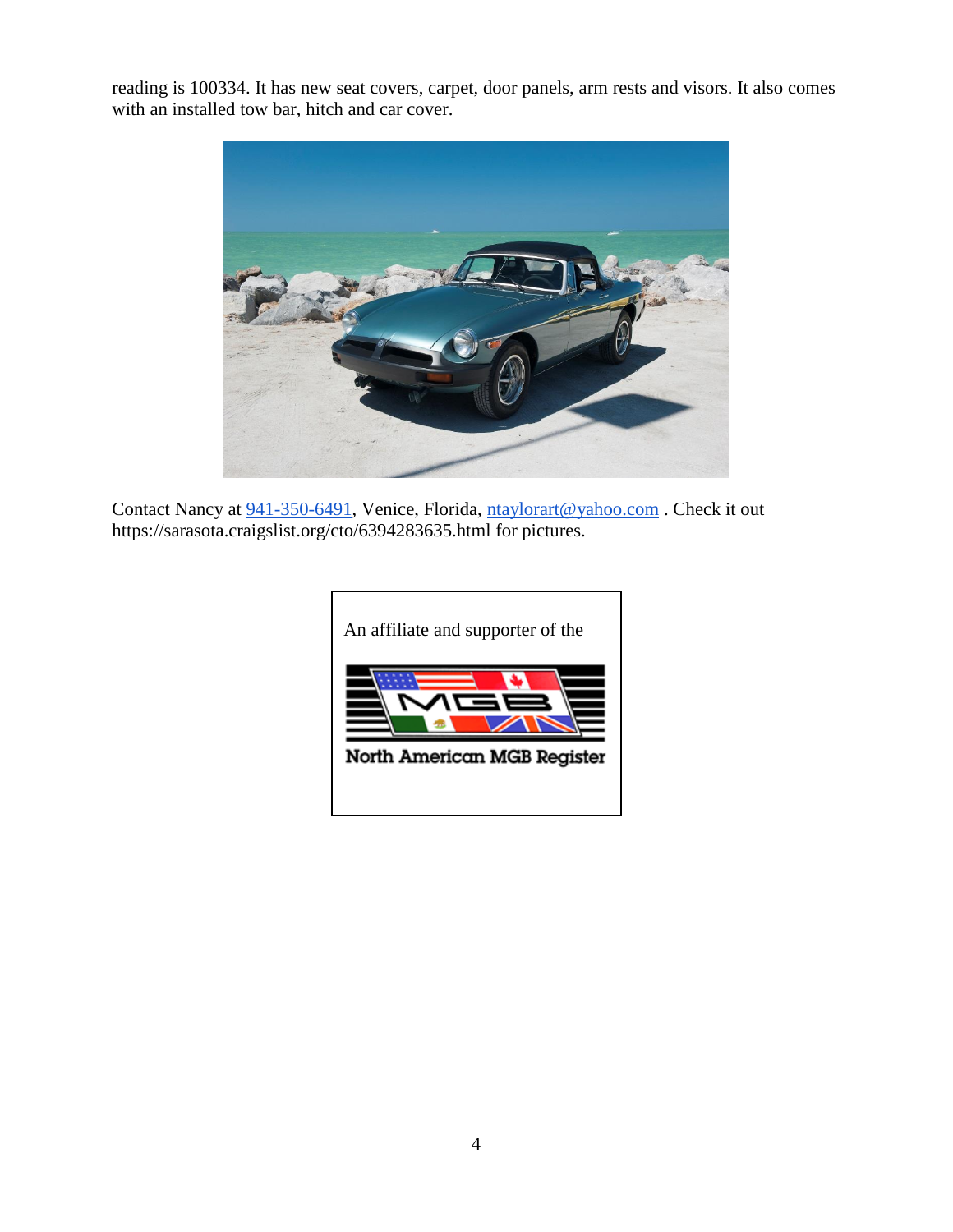reading is 100334. It has new seat covers, carpet, door panels, arm rests and visors. It also comes with an installed tow bar, hitch and car cover.

Contact Nancy at 941-350-6491, Venice, Florida, ntaylorart@yahoo.com . Check it out https://sarasota.craigslist.org/cto/6394283635.html for pictures.

An affiliate and supporter of the

North American MGB Register